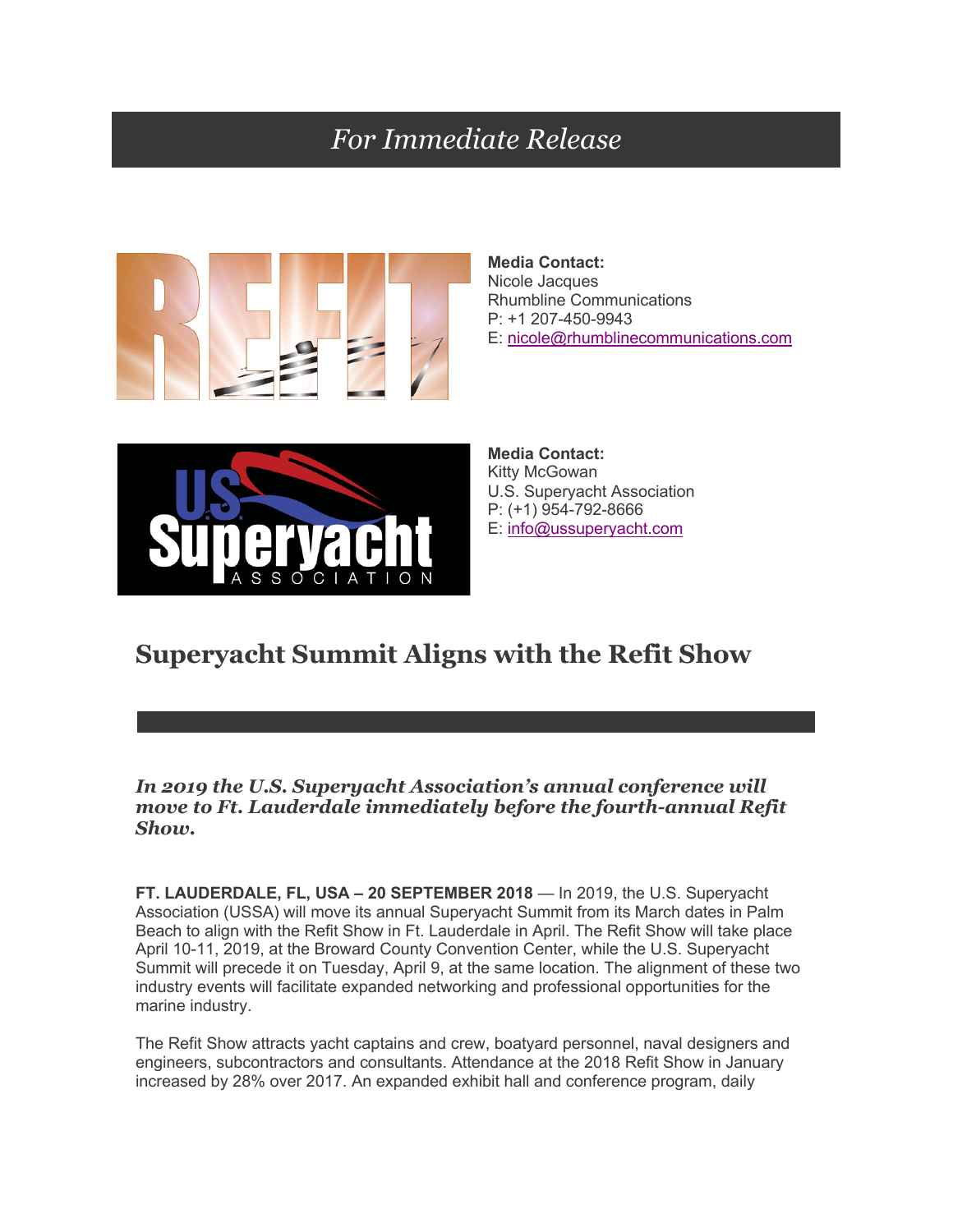*For Immediate Release*

**Media Contact:**
Nicole Jacques
Rhumbline Communications
P: +1 207-450-9943
E: nicole@rhumblinecommunications.com

**Media Contact:**
Kitty McGowan
U.S. Superyacht Association
P: (+1) 954-792-8666
E: info@ussuperyacht.com

# Superyacht Summit Aligns with the Refit Show

***In 2019 the U.S. Superyacht Association's annual conference will move to Ft. Lauderdale immediately before the fourth-annual Refit Show.***

**FT. LAUDERDALE, FL, USA – 20 SEPTEMBER 2018** — In 2019, the U.S. Superyacht Association (USSA) will move its annual Superyacht Summit from its March dates in Palm Beach to align with the Refit Show in Ft. Lauderdale in April. The Refit Show will take place April 10-11, 2019, at the Broward County Convention Center, while the U.S. Superyacht Summit will precede it on Tuesday, April 9, at the same location. The alignment of these two industry events will facilitate expanded networking and professional opportunities for the marine industry.

The Refit Show attracts yacht captains and crew, boatyard personnel, naval designers and engineers, subcontractors and consultants. Attendance at the 2018 Refit Show in January increased by 28% over 2017. An expanded exhibit hall and conference program, daily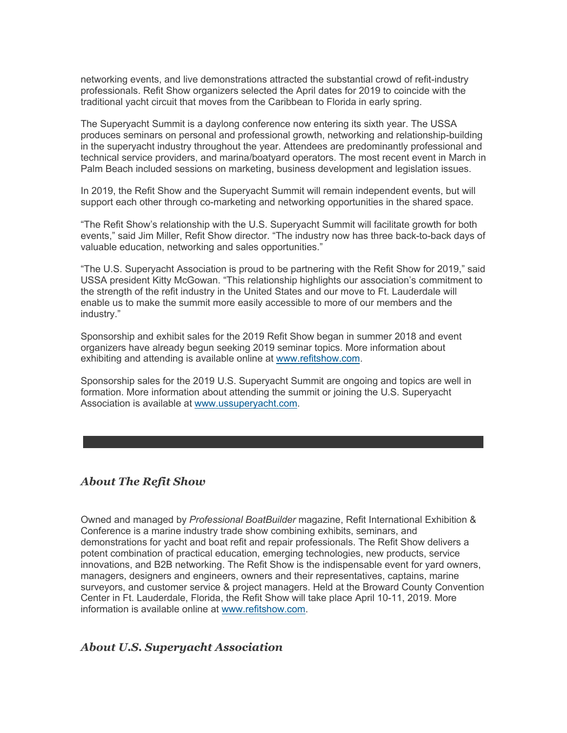networking events, and live demonstrations attracted the substantial crowd of refit-industry professionals. Refit Show organizers selected the April dates for 2019 to coincide with the traditional yacht circuit that moves from the Caribbean to Florida in early spring.

The Superyacht Summit is a daylong conference now entering its sixth year. The USSA produces seminars on personal and professional growth, networking and relationship-building in the superyacht industry throughout the year. Attendees are predominantly professional and technical service providers, and marina/boatyard operators. The most recent event in March in Palm Beach included sessions on marketing, business development and legislation issues.

In 2019, the Refit Show and the Superyacht Summit will remain independent events, but will support each other through co-marketing and networking opportunities in the shared space.

"The Refit Show's relationship with the U.S. Superyacht Summit will facilitate growth for both events," said Jim Miller, Refit Show director. "The industry now has three back-to-back days of valuable education, networking and sales opportunities."

"The U.S. Superyacht Association is proud to be partnering with the Refit Show for 2019," said USSA president Kitty McGowan. "This relationship highlights our association's commitment to the strength of the refit industry in the United States and our move to Ft. Lauderdale will enable us to make the summit more easily accessible to more of our members and the industry."

Sponsorship and exhibit sales for the 2019 Refit Show began in summer 2018 and event organizers have already begun seeking 2019 seminar topics. More information about exhibiting and attending is available online at www.refitshow.com.

Sponsorship sales for the 2019 U.S. Superyacht Summit are ongoing and topics are well in formation. More information about attending the summit or joining the U.S. Superyacht Association is available at www.ussuperyacht.com.

## *About The Refit Show*

Owned and managed by *Professional BoatBuilder* magazine, Refit International Exhibition & Conference is a marine industry trade show combining exhibits, seminars, and demonstrations for yacht and boat refit and repair professionals. The Refit Show delivers a potent combination of practical education, emerging technologies, new products, service innovations, and B2B networking. The Refit Show is the indispensable event for yard owners, managers, designers and engineers, owners and their representatives, captains, marine surveyors, and customer service & project managers. Held at the Broward County Convention Center in Ft. Lauderdale, Florida, the Refit Show will take place April 10-11, 2019. More information is available online at www.refitshow.com.

## *About U.S. Superyacht Association*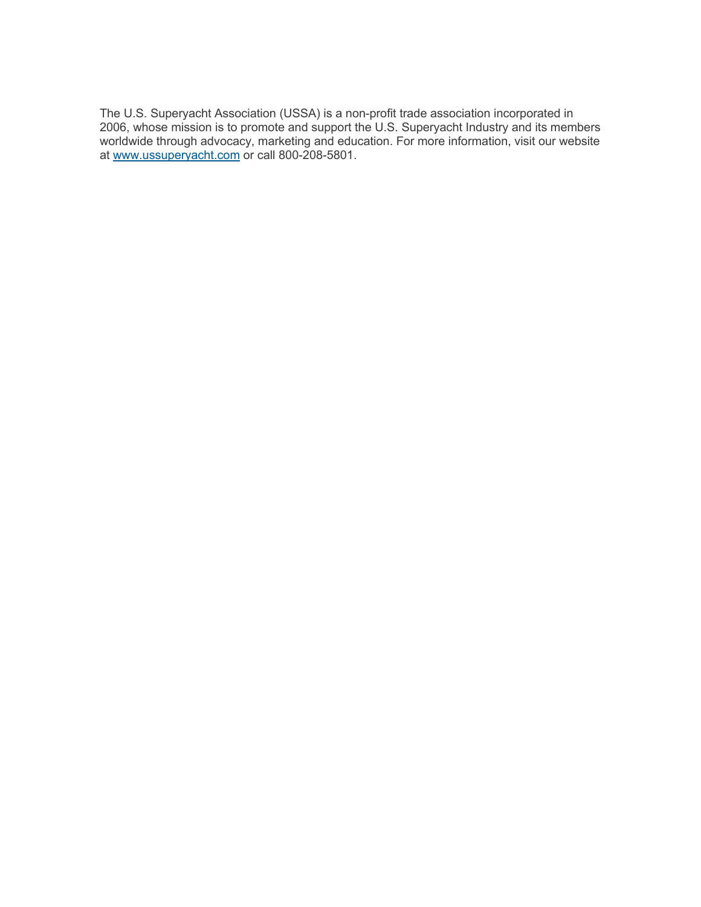The U.S. Superyacht Association (USSA) is a non-profit trade association incorporated in 2006, whose mission is to promote and support the U.S. Superyacht Industry and its members worldwide through advocacy, marketing and education. For more information, visit our website at [www.ussuperyacht.com](http://www.ussuperyacht.com) or call 800-208-5801.